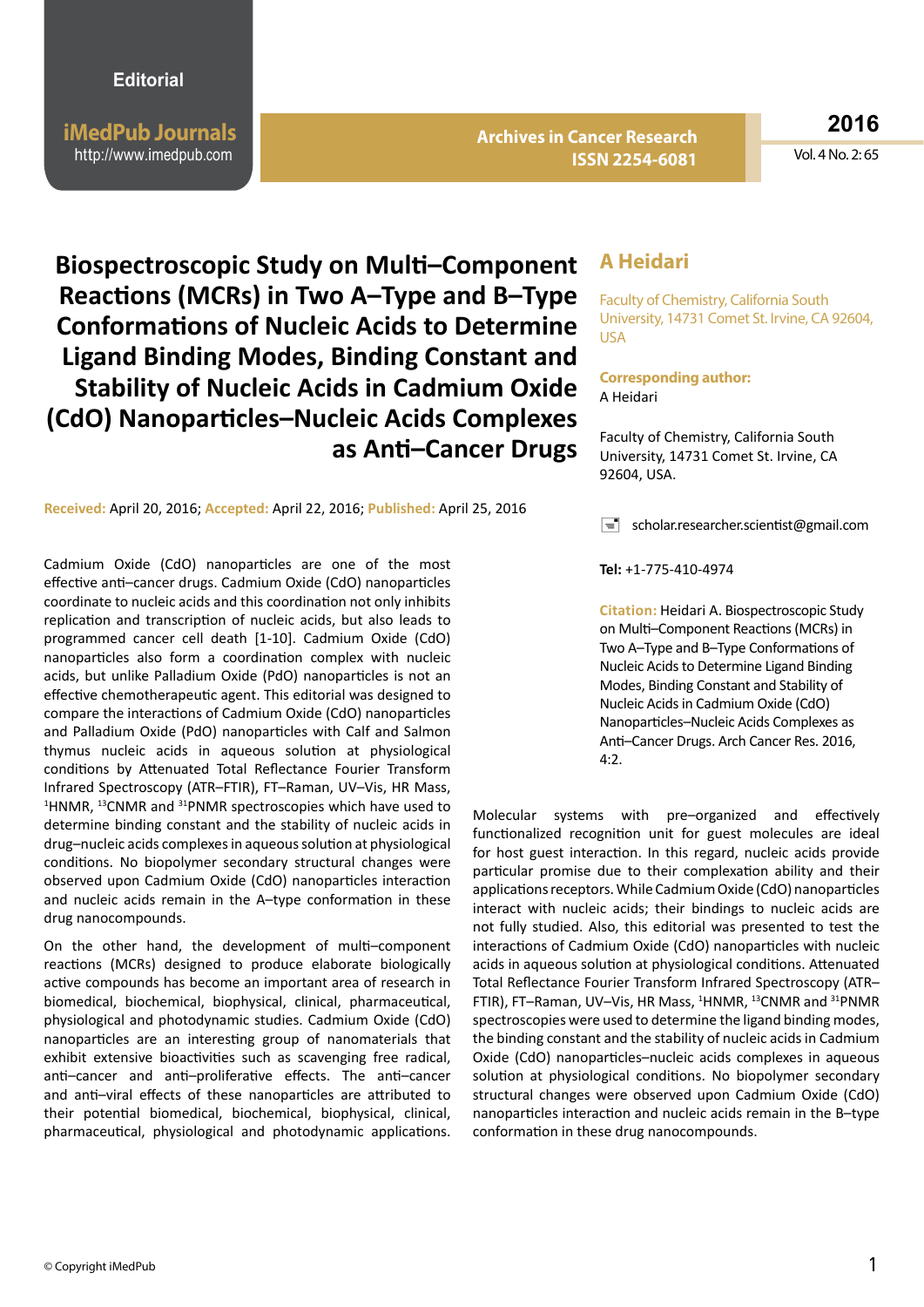Editorial

# Biospectroscopic Study on Multi–Component Reactions (MCRs) in Two A–Type and B–Type Conformations of Nucleic Acids to Determine Ligand Binding Modes, Binding Constant and Stability of Nucleic Acids in Cadmium Oxide (CdO) Nanoparticles–Nucleic Acids Complexes as Anti–Cancer Drugs

**A Heidari**

Faculty of Chemistry, California South University, 14731 Comet St. Irvine, CA 92604, USA

**Corresponding author:**
A Heidari

Faculty of Chemistry, California South University, 14731 Comet St. Irvine, CA 92604, USA.

scholar.researcher.scientist@gmail.com

**Tel:** +1-775-410-4974

**Citation:** Heidari A. Biospectroscopic Study on Multi–Component Reactions (MCRs) in Two A–Type and B–Type Conformations of Nucleic Acids to Determine Ligand Binding Modes, Binding Constant and Stability of Nucleic Acids in Cadmium Oxide (CdO) Nanoparticles–Nucleic Acids Complexes as Anti–Cancer Drugs. Arch Cancer Res. 2016, 4:2.

**Received:** April 20, 2016; **Accepted:** April 22, 2016; **Published:** April 25, 2016

Cadmium Oxide (CdO) nanoparticles are one of the most effective anti–cancer drugs. Cadmium Oxide (CdO) nanoparticles coordinate to nucleic acids and this coordination not only inhibits replication and transcription of nucleic acids, but also leads to programmed cancer cell death [1-10]. Cadmium Oxide (CdO) nanoparticles also form a coordination complex with nucleic acids, but unlike Palladium Oxide (PdO) nanoparticles is not an effective chemotherapeutic agent. This editorial was designed to compare the interactions of Cadmium Oxide (CdO) nanoparticles and Palladium Oxide (PdO) nanoparticles with Calf and Salmon thymus nucleic acids in aqueous solution at physiological conditions by Attenuated Total Reflectance Fourier Transform Infrared Spectroscopy (ATR–FTIR), FT–Raman, UV–Vis, HR Mass, $^{1}$HNMR, $^{13}$CNMR and $^{31}$PNMR spectroscopies which have used to determine binding constant and the stability of nucleic acids in drug–nucleic acids complexes in aqueous solution at physiological conditions. No biopolymer secondary structural changes were observed upon Cadmium Oxide (CdO) nanoparticles interaction and nucleic acids remain in the A–type conformation in these drug nanocompounds.

On the other hand, the development of multi–component reactions (MCRs) designed to produce elaborate biologically active compounds has become an important area of research in biomedical, biochemical, biophysical, clinical, pharmaceutical, physiological and photodynamic studies. Cadmium Oxide (CdO) nanoparticles are an interesting group of nanomaterials that exhibit extensive bioactivities such as scavenging free radical, anti–cancer and anti–proliferative effects. The anti–cancer and anti–viral effects of these nanoparticles are attributed to their potential biomedical, biochemical, biophysical, clinical, pharmaceutical, physiological and photodynamic applications.

Molecular systems with pre–organized and effectively functionalized recognition unit for guest molecules are ideal for host guest interaction. In this regard, nucleic acids provide particular promise due to their complexation ability and their applications receptors. While Cadmium Oxide (CdO) nanoparticles interact with nucleic acids; their bindings to nucleic acids are not fully studied. Also, this editorial was presented to test the interactions of Cadmium Oxide (CdO) nanoparticles with nucleic acids in aqueous solution at physiological conditions. Attenuated Total Reflectance Fourier Transform Infrared Spectroscopy (ATR–FTIR), FT–Raman, UV–Vis, HR Mass, $^{1}$HNMR, $^{13}$CNMR and $^{31}$PNMR spectroscopies were used to determine the ligand binding modes, the binding constant and the stability of nucleic acids in Cadmium Oxide (CdO) nanoparticles–nucleic acids complexes in aqueous solution at physiological conditions. No biopolymer secondary structural changes were observed upon Cadmium Oxide (CdO) nanoparticles interaction and nucleic acids remain in the B–type conformation in these drug nanocompounds.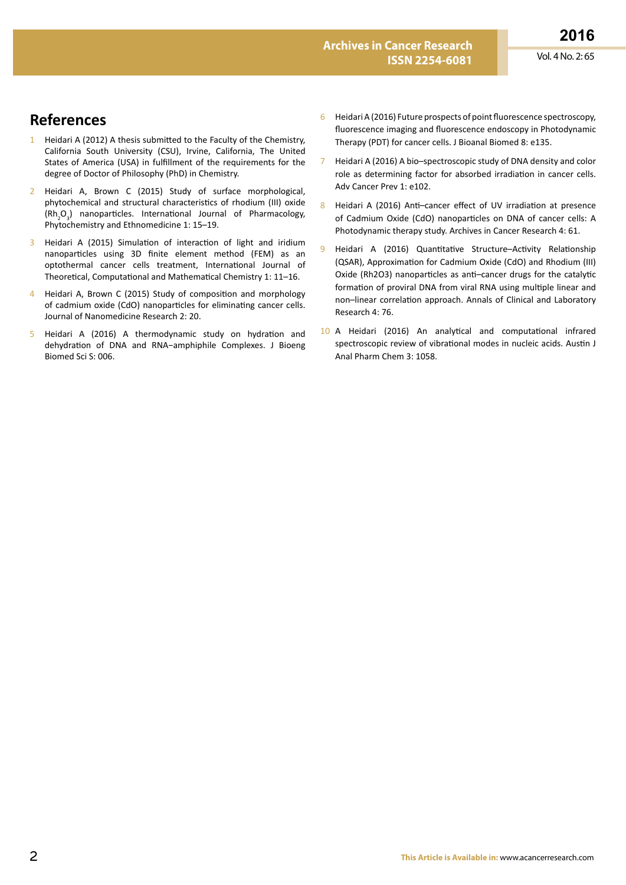## References

1. Heidari A (2012) A thesis submitted to the Faculty of the Chemistry, California South University (CSU), Irvine, California, The United States of America (USA) in fulfillment of the requirements for the degree of Doctor of Philosophy (PhD) in Chemistry.

2. Heidari A, Brown C (2015) Study of surface morphological, phytochemical and structural characteristics of rhodium (III) oxide ($Rh_2O_3$) nanoparticles. International Journal of Pharmacology, Phytochemistry and Ethnomedicine 1: 15–19.

3. Heidari A (2015) Simulation of interaction of light and iridium nanoparticles using 3D finite element method (FEM) as an optothermal cancer cells treatment, International Journal of Theoretical, Computational and Mathematical Chemistry 1: 11–16.

4. Heidari A, Brown C (2015) Study of composition and morphology of cadmium oxide (CdO) nanoparticles for eliminating cancer cells. Journal of Nanomedicine Research 2: 20.

5. Heidari A (2016) A thermodynamic study on hydration and dehydration of DNA and RNA−amphiphile Complexes. J Bioeng Biomed Sci S: 006.

6. Heidari A (2016) Future prospects of point fluorescence spectroscopy, fluorescence imaging and fluorescence endoscopy in Photodynamic Therapy (PDT) for cancer cells. J Bioanal Biomed 8: e135.

7. Heidari A (2016) A bio–spectroscopic study of DNA density and color role as determining factor for absorbed irradiation in cancer cells. Adv Cancer Prev 1: e102.

8. Heidari A (2016) Anti–cancer effect of UV irradiation at presence of Cadmium Oxide (CdO) nanoparticles on DNA of cancer cells: A Photodynamic therapy study. Archives in Cancer Research 4: 61.

9. Heidari A (2016) Quantitative Structure–Activity Relationship (QSAR), Approximation for Cadmium Oxide (CdO) and Rhodium (III) Oxide (Rh2O3) nanoparticles as anti–cancer drugs for the catalytic formation of proviral DNA from viral RNA using multiple linear and non–linear correlation approach. Annals of Clinical and Laboratory Research 4: 76.

10. A Heidari (2016) An analytical and computational infrared spectroscopic review of vibrational modes in nucleic acids. Austin J Anal Pharm Chem 3: 1058.